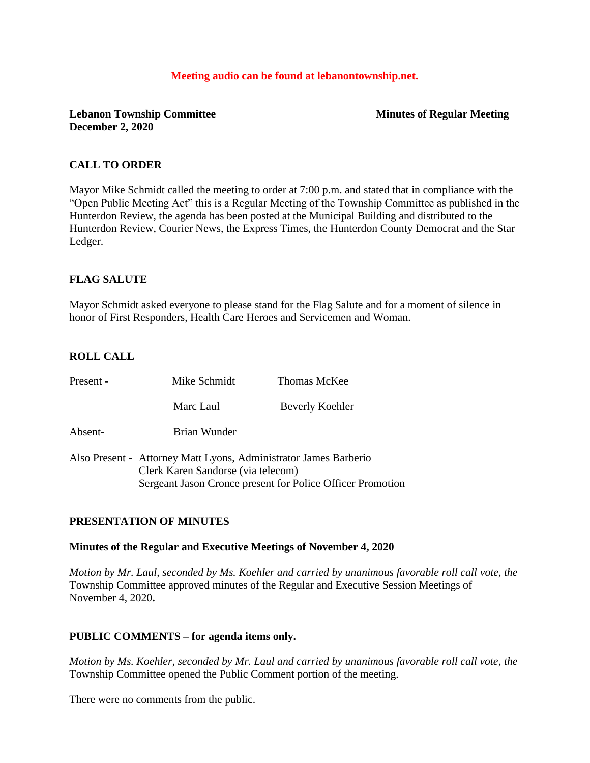**Meeting audio can be found at lebanontownship.net.**

**Lebanon Township Committee** **Minutes of Regular Meeting**
**December 2, 2020**

## CALL TO ORDER

Mayor Mike Schmidt called the meeting to order at 7:00 p.m. and stated that in compliance with the "Open Public Meeting Act" this is a Regular Meeting of the Township Committee as published in the Hunterdon Review, the agenda has been posted at the Municipal Building and distributed to the Hunterdon Review, Courier News, the Express Times, the Hunterdon County Democrat and the Star Ledger.

## FLAG SALUTE

Mayor Schmidt asked everyone to please stand for the Flag Salute and for a moment of silence in honor of First Responders, Health Care Heroes and Servicemen and Woman.

## ROLL CALL

| | | |
|---|---|---|
| Present - | Mike Schmidt | Thomas McKee |
| | Marc Laul | Beverly Koehler |
| Absent- | Brian Wunder | |

Also Present - Attorney Matt Lyons, Administrator James Barberio
Clerk Karen Sandorse (via telecom)
Sergeant Jason Cronce present for Police Officer Promotion

## PRESENTATION OF MINUTES

**Minutes of the Regular and Executive Meetings of November 4, 2020**

*Motion by Mr. Laul, seconded by Ms. Koehler and carried by unanimous favorable roll call vote, the* Township Committee approved minutes of the Regular and Executive Session Meetings of November 4, 2020**.**

## PUBLIC COMMENTS – for agenda items only.

*Motion by Ms. Koehler, seconded by Mr. Laul and carried by unanimous favorable roll call vote, the* Township Committee opened the Public Comment portion of the meeting.

There were no comments from the public.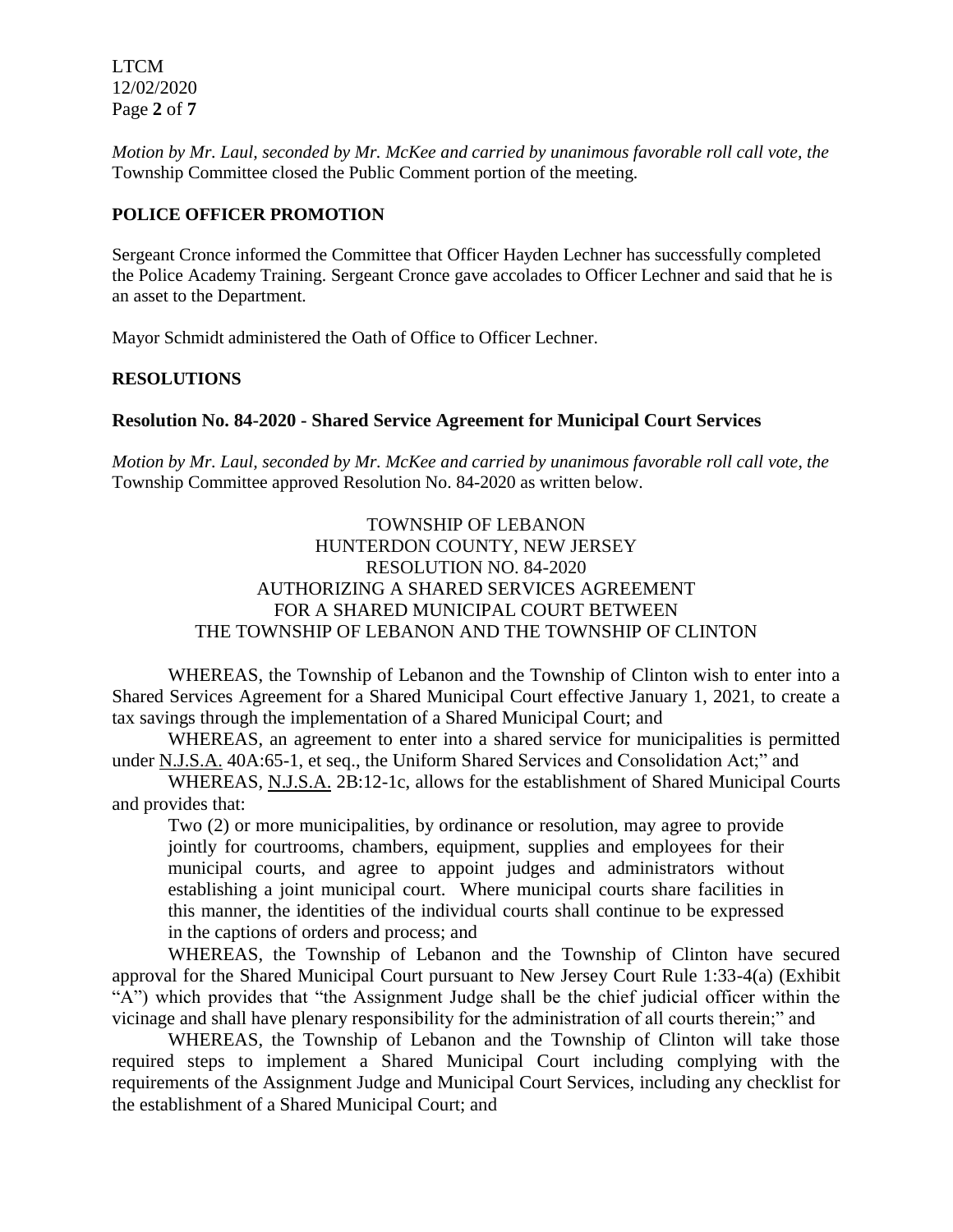*Motion by Mr. Laul, seconded by Mr. McKee and carried by unanimous favorable roll call vote, the* Township Committee closed the Public Comment portion of the meeting.

## POLICE OFFICER PROMOTION

Sergeant Cronce informed the Committee that Officer Hayden Lechner has successfully completed the Police Academy Training. Sergeant Cronce gave accolades to Officer Lechner and said that he is an asset to the Department.

Mayor Schmidt administered the Oath of Office to Officer Lechner.

## RESOLUTIONS

### Resolution No. 84-2020 - Shared Service Agreement for Municipal Court Services

*Motion by Mr. Laul, seconded by Mr. McKee and carried by unanimous favorable roll call vote, the* Township Committee approved Resolution No. 84-2020 as written below.

TOWNSHIP OF LEBANON
HUNTERDON COUNTY, NEW JERSEY
RESOLUTION NO. 84-2020
AUTHORIZING A SHARED SERVICES AGREEMENT
FOR A SHARED MUNICIPAL COURT BETWEEN
THE TOWNSHIP OF LEBANON AND THE TOWNSHIP OF CLINTON

WHEREAS, the Township of Lebanon and the Township of Clinton wish to enter into a Shared Services Agreement for a Shared Municipal Court effective January 1, 2021, to create a tax savings through the implementation of a Shared Municipal Court; and

WHEREAS, an agreement to enter into a shared service for municipalities is permitted under N.J.S.A. 40A:65-1, et seq., the Uniform Shared Services and Consolidation Act;" and

WHEREAS, N.J.S.A. 2B:12-1c, allows for the establishment of Shared Municipal Courts and provides that:

> Two (2) or more municipalities, by ordinance or resolution, may agree to provide jointly for courtrooms, chambers, equipment, supplies and employees for their municipal courts, and agree to appoint judges and administrators without establishing a joint municipal court. Where municipal courts share facilities in this manner, the identities of the individual courts shall continue to be expressed in the captions of orders and process; and

WHEREAS, the Township of Lebanon and the Township of Clinton have secured approval for the Shared Municipal Court pursuant to New Jersey Court Rule 1:33-4(a) (Exhibit "A") which provides that "the Assignment Judge shall be the chief judicial officer within the vicinage and shall have plenary responsibility for the administration of all courts therein;" and

WHEREAS, the Township of Lebanon and the Township of Clinton will take those required steps to implement a Shared Municipal Court including complying with the requirements of the Assignment Judge and Municipal Court Services, including any checklist for the establishment of a Shared Municipal Court; and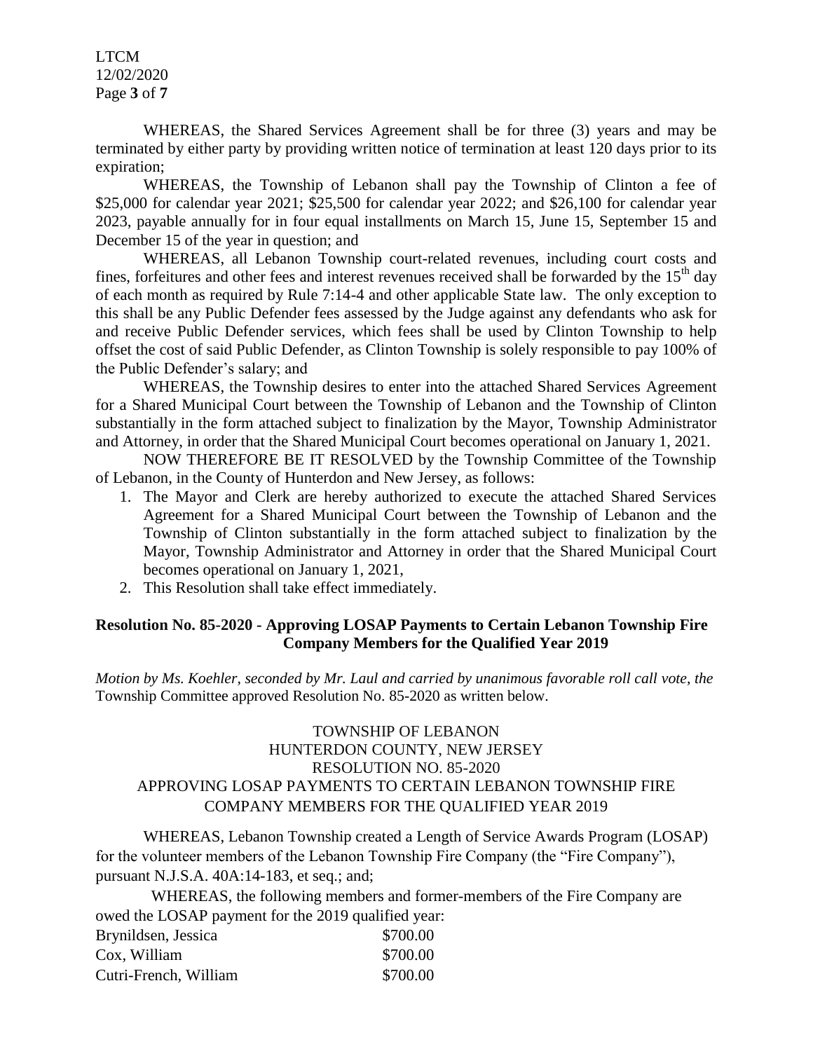WHEREAS, the Shared Services Agreement shall be for three (3) years and may be terminated by either party by providing written notice of termination at least 120 days prior to its expiration;

WHEREAS, the Township of Lebanon shall pay the Township of Clinton a fee of $25,000 for calendar year 2021; $25,500 for calendar year 2022; and $26,100 for calendar year 2023, payable annually for in four equal installments on March 15, June 15, September 15 and December 15 of the year in question; and

WHEREAS, all Lebanon Township court-related revenues, including court costs and fines, forfeitures and other fees and interest revenues received shall be forwarded by the 15th day of each month as required by Rule 7:14-4 and other applicable State law. The only exception to this shall be any Public Defender fees assessed by the Judge against any defendants who ask for and receive Public Defender services, which fees shall be used by Clinton Township to help offset the cost of said Public Defender, as Clinton Township is solely responsible to pay 100% of the Public Defender's salary; and

WHEREAS, the Township desires to enter into the attached Shared Services Agreement for a Shared Municipal Court between the Township of Lebanon and the Township of Clinton substantially in the form attached subject to finalization by the Mayor, Township Administrator and Attorney, in order that the Shared Municipal Court becomes operational on January 1, 2021.

NOW THEREFORE BE IT RESOLVED by the Township Committee of the Township of Lebanon, in the County of Hunterdon and New Jersey, as follows:

1. The Mayor and Clerk are hereby authorized to execute the attached Shared Services Agreement for a Shared Municipal Court between the Township of Lebanon and the Township of Clinton substantially in the form attached subject to finalization by the Mayor, Township Administrator and Attorney in order that the Shared Municipal Court becomes operational on January 1, 2021,
2. This Resolution shall take effect immediately.

**Resolution No. 85-2020 - Approving LOSAP Payments to Certain Lebanon Township Fire Company Members for the Qualified Year 2019**

*Motion by Ms. Koehler, seconded by Mr. Laul and carried by unanimous favorable roll call vote, the* Township Committee approved Resolution No. 85-2020 as written below.

TOWNSHIP OF LEBANON
HUNTERDON COUNTY, NEW JERSEY
RESOLUTION NO. 85-2020
APPROVING LOSAP PAYMENTS TO CERTAIN LEBANON TOWNSHIP FIRE COMPANY MEMBERS FOR THE QUALIFIED YEAR 2019

WHEREAS, Lebanon Township created a Length of Service Awards Program (LOSAP) for the volunteer members of the Lebanon Township Fire Company (the "Fire Company"), pursuant N.J.S.A. 40A:14-183, et seq.; and;

WHEREAS, the following members and former-members of the Fire Company are owed the LOSAP payment for the 2019 qualified year:

| | |
|---|---|
| Brynildsen, Jessica | $700.00 |
| Cox, William | $700.00 |
| Cutri-French, William | $700.00 |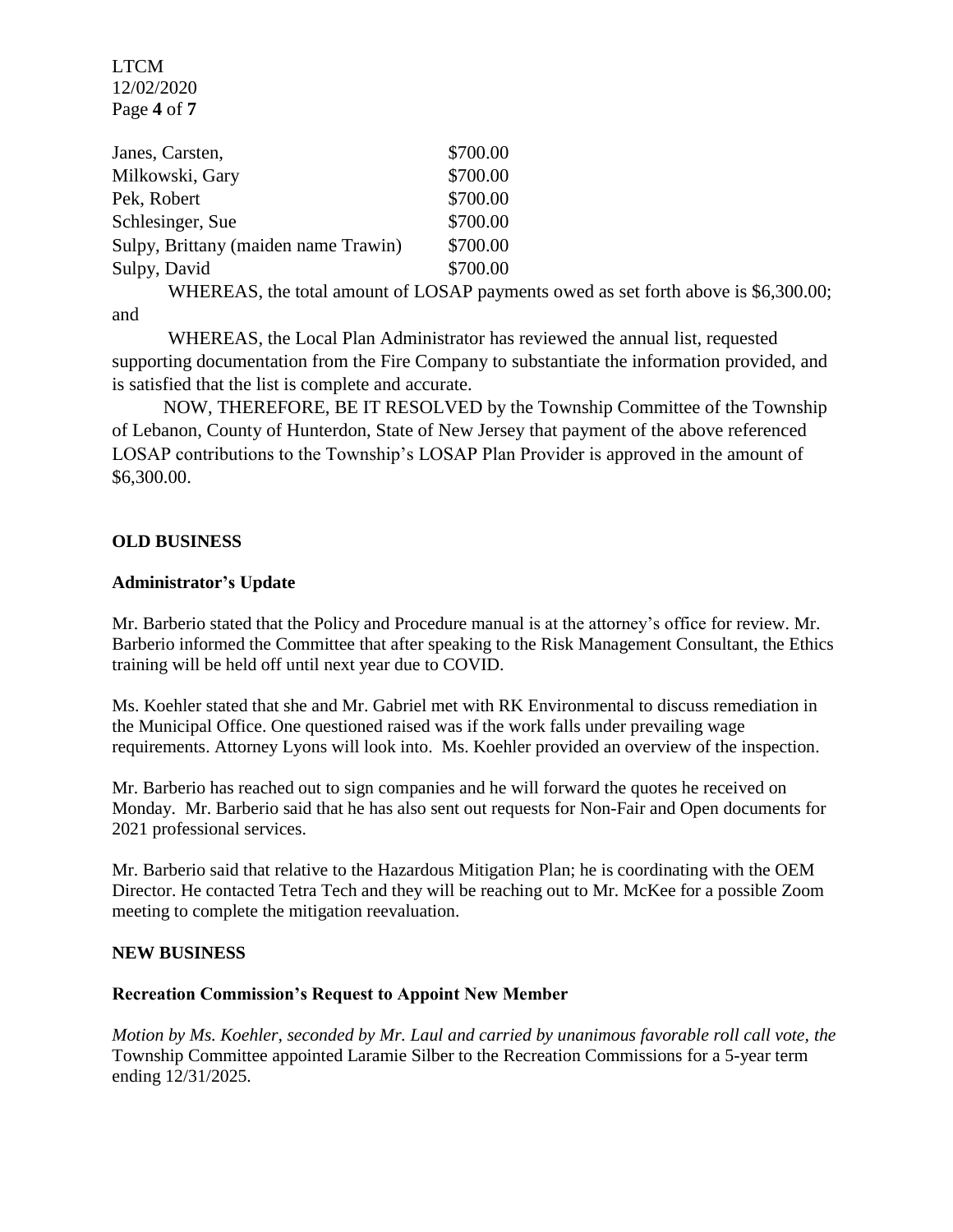| | |
|---|---|
| Janes, Carsten, | \$700.00 |
| Milkowski, Gary | \$700.00 |
| Pek, Robert | \$700.00 |
| Schlesinger, Sue | \$700.00 |
| Sulpy, Brittany (maiden name Trawin) | \$700.00 |
| Sulpy, David | \$700.00 |

WHEREAS, the total amount of LOSAP payments owed as set forth above is \$6,300.00; and

WHEREAS, the Local Plan Administrator has reviewed the annual list, requested supporting documentation from the Fire Company to substantiate the information provided, and is satisfied that the list is complete and accurate.

NOW, THEREFORE, BE IT RESOLVED by the Township Committee of the Township of Lebanon, County of Hunterdon, State of New Jersey that payment of the above referenced LOSAP contributions to the Township's LOSAP Plan Provider is approved in the amount of \$6,300.00.

**OLD BUSINESS**

**Administrator's Update**

Mr. Barberio stated that the Policy and Procedure manual is at the attorney's office for review. Mr. Barberio informed the Committee that after speaking to the Risk Management Consultant, the Ethics training will be held off until next year due to COVID.

Ms. Koehler stated that she and Mr. Gabriel met with RK Environmental to discuss remediation in the Municipal Office. One questioned raised was if the work falls under prevailing wage requirements. Attorney Lyons will look into. Ms. Koehler provided an overview of the inspection.

Mr. Barberio has reached out to sign companies and he will forward the quotes he received on Monday. Mr. Barberio said that he has also sent out requests for Non-Fair and Open documents for 2021 professional services.

Mr. Barberio said that relative to the Hazardous Mitigation Plan; he is coordinating with the OEM Director. He contacted Tetra Tech and they will be reaching out to Mr. McKee for a possible Zoom meeting to complete the mitigation reevaluation.

**NEW BUSINESS**

**Recreation Commission's Request to Appoint New Member**

*Motion by Ms. Koehler, seconded by Mr. Laul and carried by unanimous favorable roll call vote, the* Township Committee appointed Laramie Silber to the Recreation Commissions for a 5-year term ending 12/31/2025.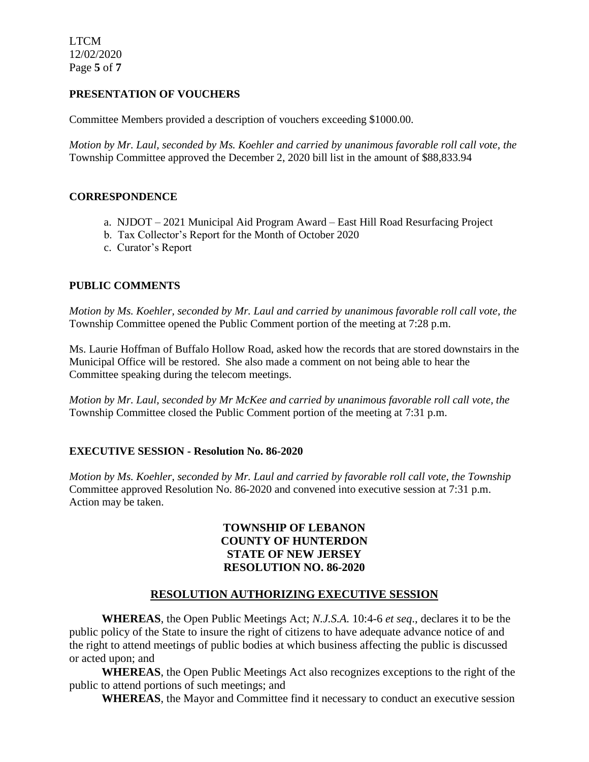## PRESENTATION OF VOUCHERS

Committee Members provided a description of vouchers exceeding $1000.00.

*Motion by Mr. Laul, seconded by Ms. Koehler and carried by unanimous favorable roll call vote, the* Township Committee approved the December 2, 2020 bill list in the amount of $88,833.94

## CORRESPONDENCE

a. NJDOT – 2021 Municipal Aid Program Award – East Hill Road Resurfacing Project
b. Tax Collector's Report for the Month of October 2020
c. Curator's Report

## PUBLIC COMMENTS

*Motion by Ms. Koehler, seconded by Mr. Laul and carried by unanimous favorable roll call vote, the* Township Committee opened the Public Comment portion of the meeting at 7:28 p.m.

Ms. Laurie Hoffman of Buffalo Hollow Road, asked how the records that are stored downstairs in the Municipal Office will be restored. She also made a comment on not being able to hear the Committee speaking during the telecom meetings.

*Motion by Mr. Laul, seconded by Mr McKee and carried by unanimous favorable roll call vote, the* Township Committee closed the Public Comment portion of the meeting at 7:31 p.m.

## EXECUTIVE SESSION - Resolution No. 86-2020

*Motion by Ms. Koehler, seconded by Mr. Laul and carried by favorable roll call vote, the Township* Committee approved Resolution No. 86-2020 and convened into executive session at 7:31 p.m. Action may be taken.

**TOWNSHIP OF LEBANON**
**COUNTY OF HUNTERDON**
**STATE OF NEW JERSEY**
**RESOLUTION NO. 86-2020**

**RESOLUTION AUTHORIZING EXECUTIVE SESSION**

**WHEREAS**, the Open Public Meetings Act; *N.J.S.A.* 10:4-6 *et seq*., declares it to be the public policy of the State to insure the right of citizens to have adequate advance notice of and the right to attend meetings of public bodies at which business affecting the public is discussed or acted upon; and

**WHEREAS**, the Open Public Meetings Act also recognizes exceptions to the right of the public to attend portions of such meetings; and

**WHEREAS**, the Mayor and Committee find it necessary to conduct an executive session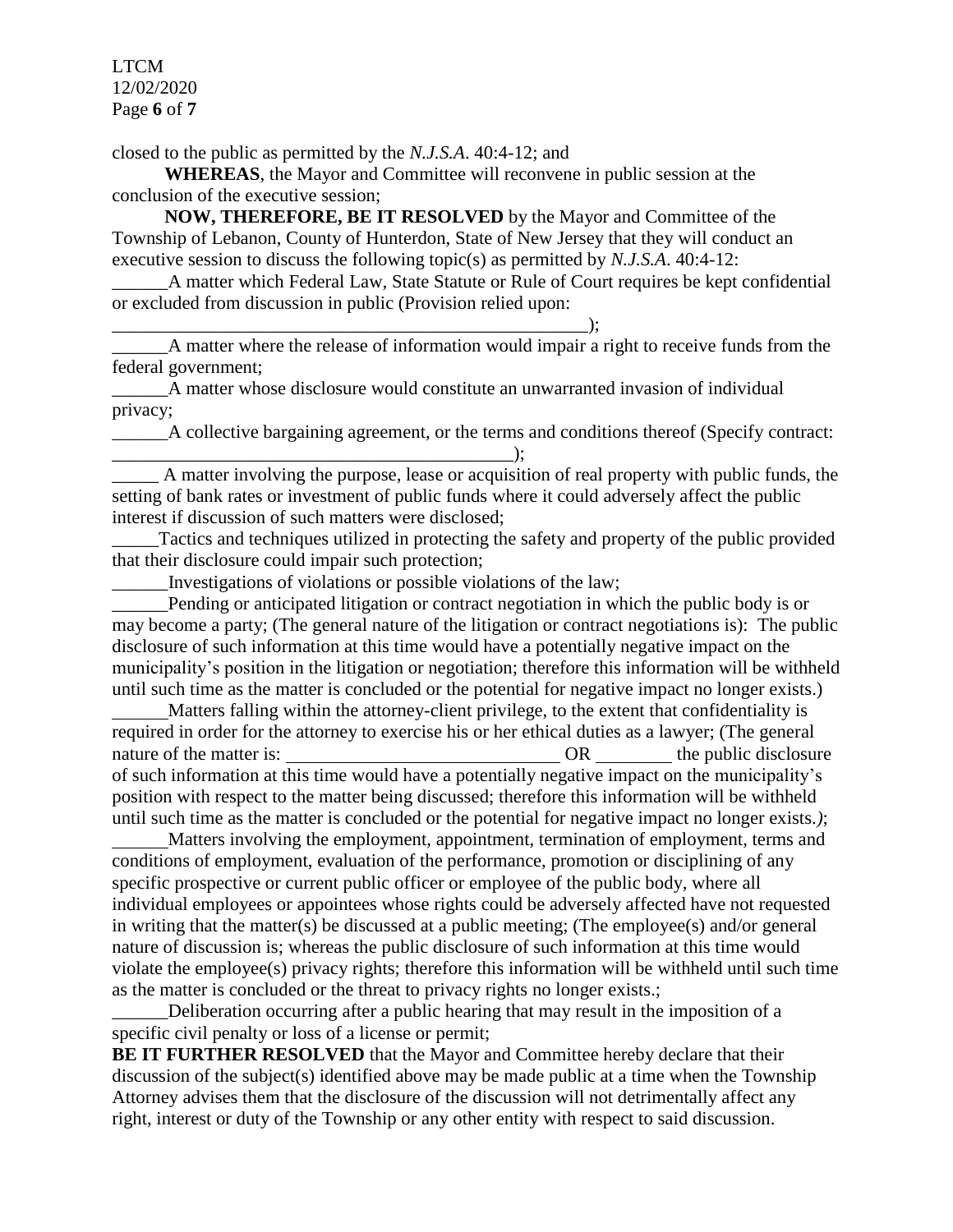closed to the public as permitted by the *N.J.S.A*. 40:4-12; and

**WHEREAS**, the Mayor and Committee will reconvene in public session at the conclusion of the executive session;

**NOW, THEREFORE, BE IT RESOLVED** by the Mayor and Committee of the Township of Lebanon, County of Hunterdon, State of New Jersey that they will conduct an executive session to discuss the following topic(s) as permitted by *N.J.S.A*. 40:4-12:

______A matter which Federal Law, State Statute or Rule of Court requires be kept confidential or excluded from discussion in public (Provision relied upon: ______________________________________________________);

______A matter where the release of information would impair a right to receive funds from the federal government;

______A matter whose disclosure would constitute an unwarranted invasion of individual privacy;

______A collective bargaining agreement, or the terms and conditions thereof (Specify contract: _____________________________________________);

_____ A matter involving the purpose, lease or acquisition of real property with public funds, the setting of bank rates or investment of public funds where it could adversely affect the public interest if discussion of such matters were disclosed;

_____Tactics and techniques utilized in protecting the safety and property of the public provided that their disclosure could impair such protection;

______Investigations of violations or possible violations of the law;

______Pending or anticipated litigation or contract negotiation in which the public body is or may become a party; (The general nature of the litigation or contract negotiations is): The public disclosure of such information at this time would have a potentially negative impact on the municipality's position in the litigation or negotiation; therefore this information will be withheld until such time as the matter is concluded or the potential for negative impact no longer exists.)

______Matters falling within the attorney-client privilege, to the extent that confidentiality is required in order for the attorney to exercise his or her ethical duties as a lawyer; (The general nature of the matter is: ______________________________ OR ________ the public disclosure of such information at this time would have a potentially negative impact on the municipality's position with respect to the matter being discussed; therefore this information will be withheld until such time as the matter is concluded or the potential for negative impact no longer exists.*)*;

______Matters involving the employment, appointment, termination of employment, terms and conditions of employment, evaluation of the performance, promotion or disciplining of any specific prospective or current public officer or employee of the public body, where all individual employees or appointees whose rights could be adversely affected have not requested in writing that the matter(s) be discussed at a public meeting; (The employee(s) and/or general nature of discussion is; whereas the public disclosure of such information at this time would violate the employee(s) privacy rights; therefore this information will be withheld until such time as the matter is concluded or the threat to privacy rights no longer exists.;

______Deliberation occurring after a public hearing that may result in the imposition of a specific civil penalty or loss of a license or permit;

**BE IT FURTHER RESOLVED** that the Mayor and Committee hereby declare that their discussion of the subject(s) identified above may be made public at a time when the Township Attorney advises them that the disclosure of the discussion will not detrimentally affect any right, interest or duty of the Township or any other entity with respect to said discussion.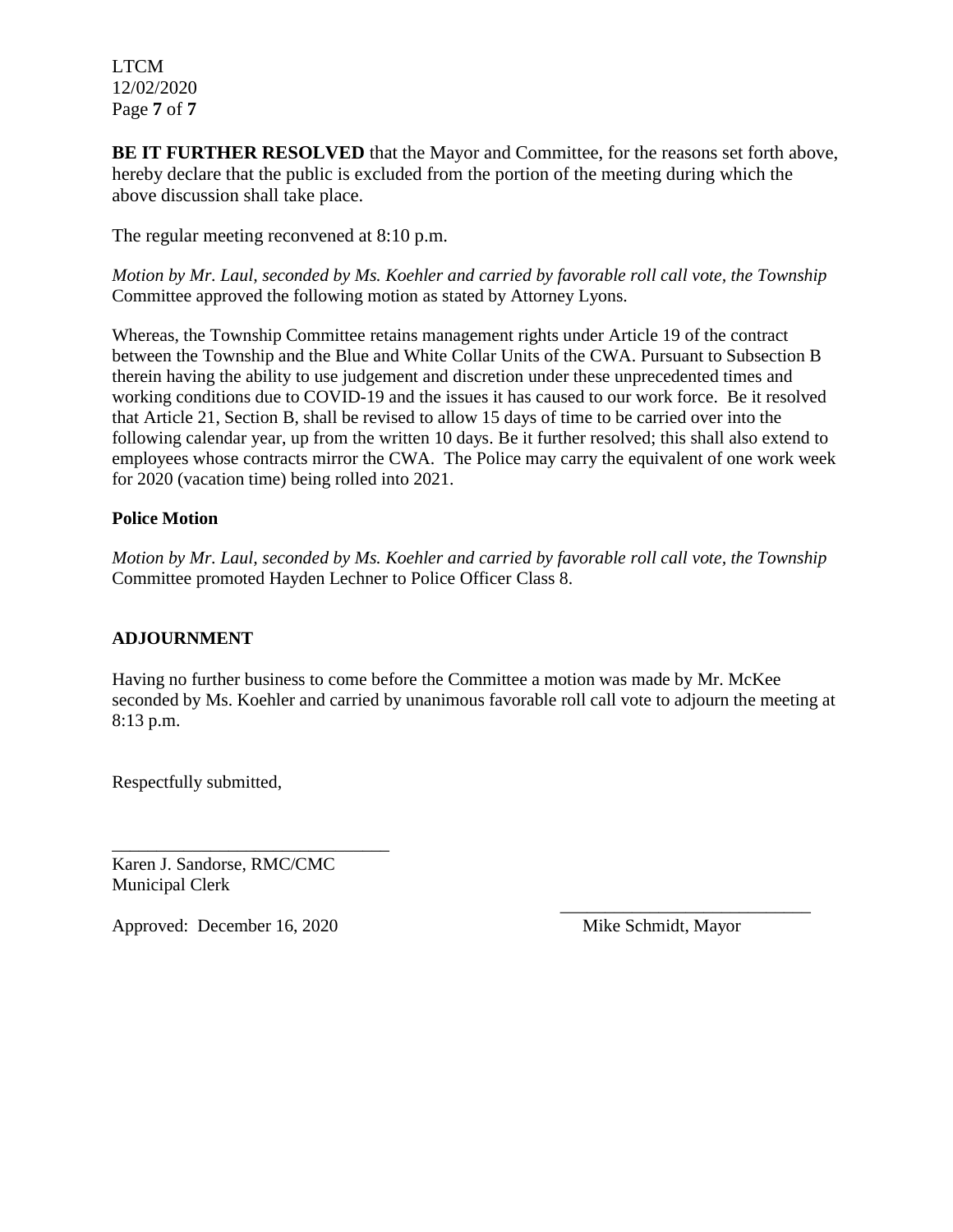**BE IT FURTHER RESOLVED** that the Mayor and Committee, for the reasons set forth above, hereby declare that the public is excluded from the portion of the meeting during which the above discussion shall take place.

The regular meeting reconvened at 8:10 p.m.

*Motion by Mr. Laul, seconded by Ms. Koehler and carried by favorable roll call vote, the Township* Committee approved the following motion as stated by Attorney Lyons.

Whereas, the Township Committee retains management rights under Article 19 of the contract between the Township and the Blue and White Collar Units of the CWA. Pursuant to Subsection B therein having the ability to use judgement and discretion under these unprecedented times and working conditions due to COVID-19 and the issues it has caused to our work force. Be it resolved that Article 21, Section B, shall be revised to allow 15 days of time to be carried over into the following calendar year, up from the written 10 days. Be it further resolved; this shall also extend to employees whose contracts mirror the CWA. The Police may carry the equivalent of one work week for 2020 (vacation time) being rolled into 2021.

**Police Motion**

*Motion by Mr. Laul, seconded by Ms. Koehler and carried by favorable roll call vote, the Township* Committee promoted Hayden Lechner to Police Officer Class 8.

**ADJOURNMENT**

Having no further business to come before the Committee a motion was made by Mr. McKee seconded by Ms. Koehler and carried by unanimous favorable roll call vote to adjourn the meeting at 8:13 p.m.

Respectfully submitted,

_______________________________
Karen J. Sandorse, RMC/CMC
Municipal Clerk

Approved: December 16, 2020

_______________________________
Mike Schmidt, Mayor